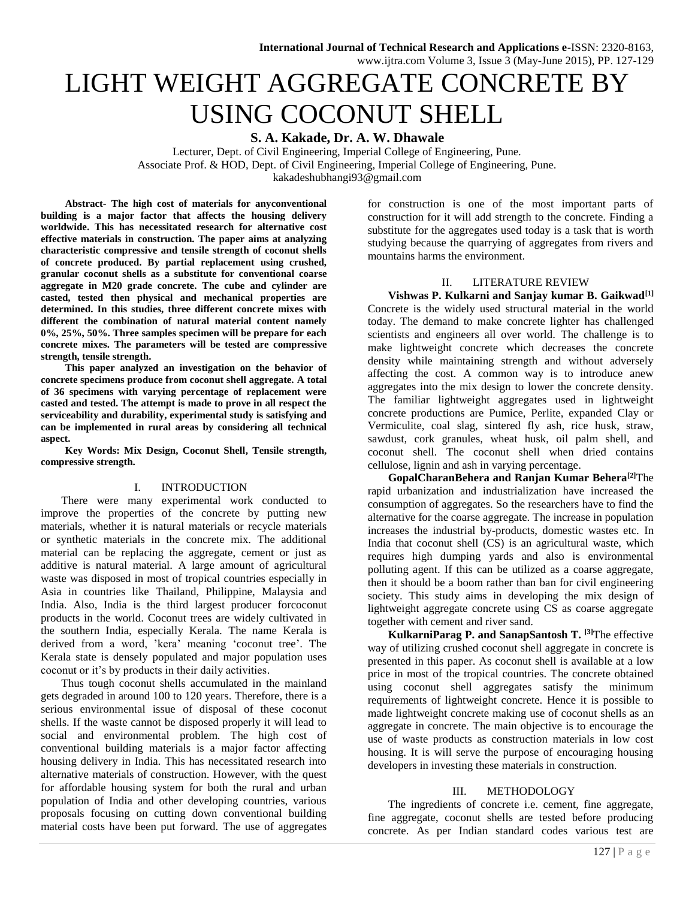# LIGHT WEIGHT AGGREGATE CONCRETE BY USING COCONUT SHELL

**S. A. Kakade, Dr. A. W. Dhawale**

Lecturer, Dept. of Civil Engineering, Imperial College of Engineering, Pune.
Associate Prof. & HOD, Dept. of Civil Engineering, Imperial College of Engineering, Pune.
kakadeshubhangi93@gmail.com

**Abstract- The high cost of materials for anyconventional building is a major factor that affects the housing delivery worldwide. This has necessitated research for alternative cost effective materials in construction. The paper aims at analyzing characteristic compressive and tensile strength of coconut shells of concrete produced. By partial replacement using crushed, granular coconut shells as a substitute for conventional coarse aggregate in M20 grade concrete. The cube and cylinder are casted, tested then physical and mechanical properties are determined. In this studies, three different concrete mixes with different the combination of natural material content namely 0%, 25%, 50%. Three samples specimen will be prepare for each concrete mixes. The parameters will be tested are compressive strength, tensile strength.**

**This paper analyzed an investigation on the behavior of concrete specimens produce from coconut shell aggregate. A total of 36 specimens with varying percentage of replacement were casted and tested. The attempt is made to prove in all respect the serviceability and durability, experimental study is satisfying and can be implemented in rural areas by considering all technical aspect.**

**Key Words: Mix Design, Coconut Shell, Tensile strength, compressive strength.**

## I. INTRODUCTION

There were many experimental work conducted to improve the properties of the concrete by putting new materials, whether it is natural materials or recycle materials or synthetic materials in the concrete mix. The additional material can be replacing the aggregate, cement or just as additive is natural material. A large amount of agricultural waste was disposed in most of tropical countries especially in Asia in countries like Thailand, Philippine, Malaysia and India. Also, India is the third largest producer forcoconut products in the world. Coconut trees are widely cultivated in the southern India, especially Kerala. The name Kerala is derived from a word, 'kera' meaning 'coconut tree'. The Kerala state is densely populated and major population uses coconut or it's by products in their daily activities.

Thus tough coconut shells accumulated in the mainland gets degraded in around 100 to 120 years. Therefore, there is a serious environmental issue of disposal of these coconut shells. If the waste cannot be disposed properly it will lead to social and environmental problem. The high cost of conventional building materials is a major factor affecting housing delivery in India. This has necessitated research into alternative materials of construction. However, with the quest for affordable housing system for both the rural and urban population of India and other developing countries, various proposals focusing on cutting down conventional building material costs have been put forward. The use of aggregates for construction is one of the most important parts of construction for it will add strength to the concrete. Finding a substitute for the aggregates used today is a task that is worth studying because the quarrying of aggregates from rivers and mountains harms the environment.

## II. LITERATURE REVIEW

**Vishwas P. Kulkarni and Sanjay kumar B. Gaikwad[1]** Concrete is the widely used structural material in the world today. The demand to make concrete lighter has challenged scientists and engineers all over world. The challenge is to make lightweight concrete which decreases the concrete density while maintaining strength and without adversely affecting the cost. A common way is to introduce anew aggregates into the mix design to lower the concrete density. The familiar lightweight aggregates used in lightweight concrete productions are Pumice, Perlite, expanded Clay or Vermiculite, coal slag, sintered fly ash, rice husk, straw, sawdust, cork granules, wheat husk, oil palm shell, and coconut shell. The coconut shell when dried contains cellulose, lignin and ash in varying percentage.

**GopalCharanBehera and Ranjan Kumar Behera[2]**The rapid urbanization and industrialization have increased the consumption of aggregates. So the researchers have to find the alternative for the coarse aggregate. The increase in population increases the industrial by-products, domestic wastes etc. In India that coconut shell (CS) is an agricultural waste, which requires high dumping yards and also is environmental polluting agent. If this can be utilized as a coarse aggregate, then it should be a boom rather than ban for civil engineering society. This study aims in developing the mix design of lightweight aggregate concrete using CS as coarse aggregate together with cement and river sand.

**KulkarniParag P. and SanapSantosh T. [3]**The effective way of utilizing crushed coconut shell aggregate in concrete is presented in this paper. As coconut shell is available at a low price in most of the tropical countries. The concrete obtained using coconut shell aggregates satisfy the minimum requirements of lightweight concrete. Hence it is possible to made lightweight concrete making use of coconut shells as an aggregate in concrete. The main objective is to encourage the use of waste products as construction materials in low cost housing. It is will serve the purpose of encouraging housing developers in investing these materials in construction.

## III. METHODOLOGY

The ingredients of concrete i.e. cement, fine aggregate, fine aggregate, coconut shells are tested before producing concrete. As per Indian standard codes various test are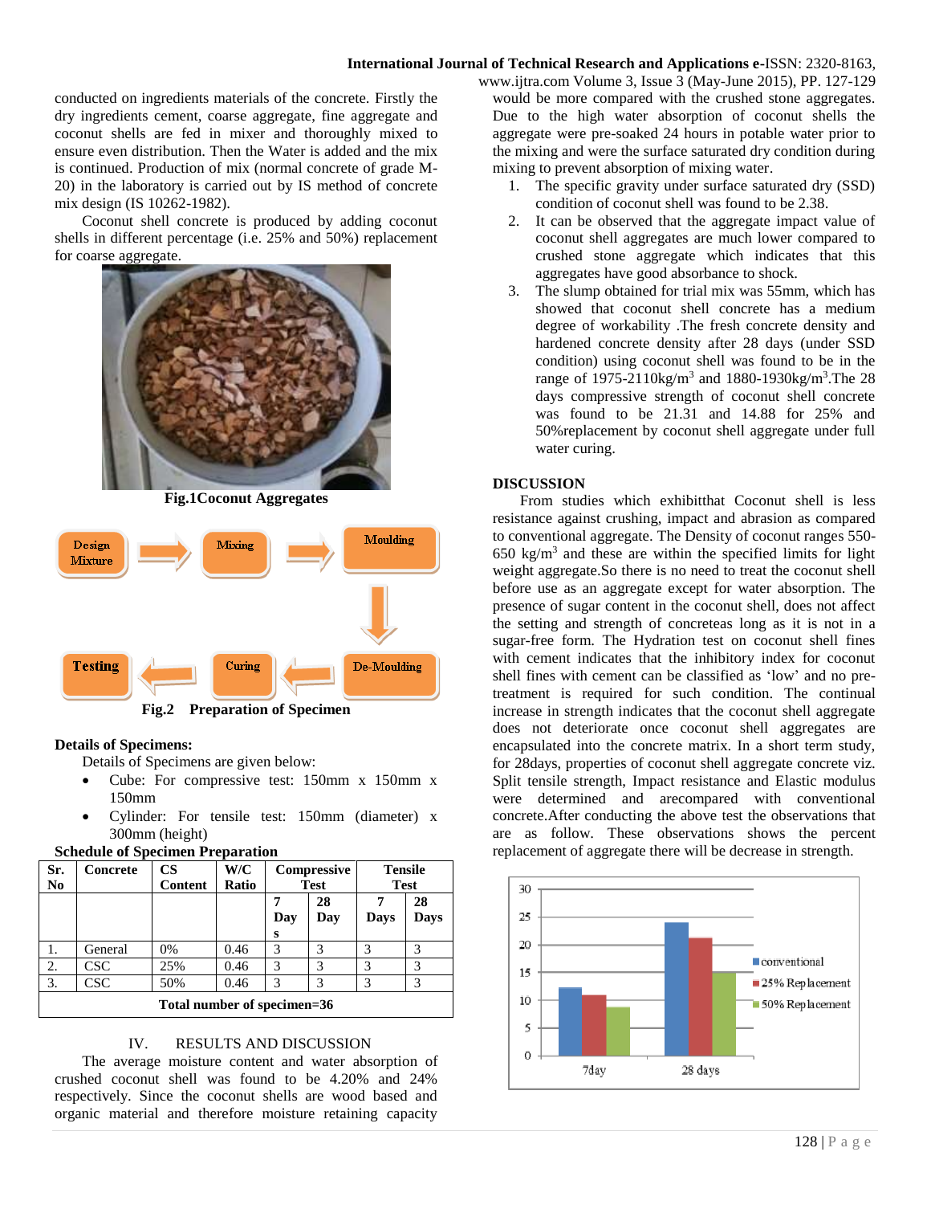conducted on ingredients materials of the concrete. Firstly the dry ingredients cement, coarse aggregate, fine aggregate and coconut shells are fed in mixer and thoroughly mixed to ensure even distribution. Then the Water is added and the mix is continued. Production of mix (normal concrete of grade M-20) in the laboratory is carried out by IS method of concrete mix design (IS 10262-1982).

Coconut shell concrete is produced by adding coconut shells in different percentage (i.e. 25% and 50%) replacement for coarse aggregate.

**Fig.1Coconut Aggregates**

Design Mixture → Mixing → Moulding → De-Moulding → Curing → Testing

**Fig.2 Preparation of Specimen**

**Details of Specimens:**

Details of Specimens are given below:

- Cube: For compressive test: 150mm x 150mm x 150mm
- Cylinder: For tensile test: 150mm (diameter) x 300mm (height)

**Schedule of Specimen Preparation**

| Sr. No | Concrete | CS Content | W/C Ratio | Compressive Test | | Tensile Test | |
|---|---|---|---|---|---|---|---|
| | | | | 7 Days | 28 Day | 7 Days | 28 Days |
| 1. | General | 0% | 0.46 | 3 | 3 | 3 | 3 |
| 2. | CSC | 25% | 0.46 | 3 | 3 | 3 | 3 |
| 3. | CSC | 50% | 0.46 | 3 | 3 | 3 | 3 |
| **Total number of specimen=36** | | | | | | | |

## IV. RESULTS AND DISCUSSION

The average moisture content and water absorption of crushed coconut shell was found to be 4.20% and 24% respectively. Since the coconut shells are wood based and organic material and therefore moisture retaining capacity would be more compared with the crushed stone aggregates. Due to the high water absorption of coconut shells the aggregate were pre-soaked 24 hours in potable water prior to the mixing and were the surface saturated dry condition during mixing to prevent absorption of mixing water.

1. The specific gravity under surface saturated dry (SSD) condition of coconut shell was found to be 2.38.
2. It can be observed that the aggregate impact value of coconut shell aggregates are much lower compared to crushed stone aggregate which indicates that this aggregates have good absorbance to shock.
3. The slump obtained for trial mix was 55mm, which has showed that coconut shell concrete has a medium degree of workability .The fresh concrete density and hardened concrete density after 28 days (under SSD condition) using coconut shell was found to be in the range of 1975-2110kg/m$^3$ and 1880-1930kg/m$^3$.The 28 days compressive strength of coconut shell concrete was found to be 21.31 and 14.88 for 25% and 50%replacement by coconut shell aggregate under full water curing.

**DISCUSSION**

From studies which exhibitthat Coconut shell is less resistance against crushing, impact and abrasion as compared to conventional aggregate. The Density of coconut ranges 550-650 kg/m$^3$ and these are within the specified limits for light weight aggregate.So there is no need to treat the coconut shell before use as an aggregate except for water absorption. The presence of sugar content in the coconut shell, does not affect the setting and strength of concreteas long as it is not in a sugar-free form. The Hydration test on coconut shell fines with cement indicates that the inhibitory index for coconut shell fines with cement can be classified as 'low' and no pre-treatment is required for such condition. The continual increase in strength indicates that the coconut shell aggregate does not deteriorate once coconut shell aggregates are encapsulated into the concrete matrix. In a short term study, for 28days, properties of coconut shell aggregate concrete viz. Split tensile strength, Impact resistance and Elastic modulus were determined and arecompared with conventional concrete.After conducting the above test the observations that are as follow. These observations shows the percent replacement of aggregate there will be decrease in strength.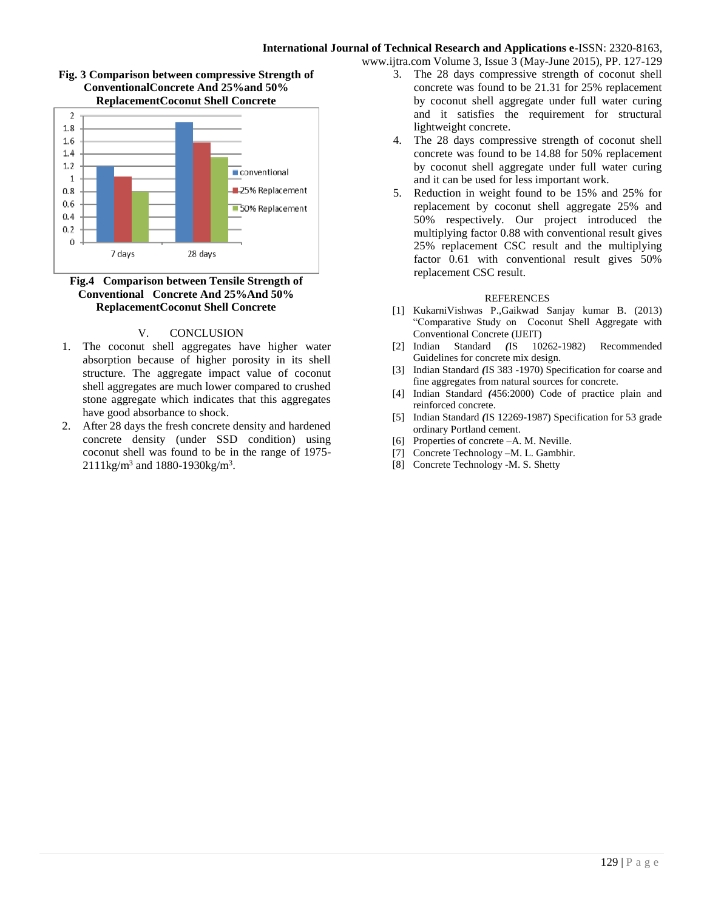**Fig. 3 Comparison between compressive Strength of ConventionalConcrete And 25%and 50% ReplacementCoconut Shell Concrete**

2
1.8
1.6
1.4
1.2
1
0.8
0.6
0.4
0.2
0

7 days
28 days

conventional
25% Replacement
50% Replacement

**Fig.4 Comparison between Tensile Strength of Conventional Concrete And 25%And 50% ReplacementCoconut Shell Concrete**

## V. CONCLUSION

1. The coconut shell aggregates have higher water absorption because of higher porosity in its shell structure. The aggregate impact value of coconut shell aggregates are much lower compared to crushed stone aggregate which indicates that this aggregates have good absorbance to shock.
2. After 28 days the fresh concrete density and hardened concrete density (under SSD condition) using coconut shell was found to be in the range of 1975-2111kg/m$^3$ and 1880-1930kg/m$^3$.
3. The 28 days compressive strength of coconut shell concrete was found to be 21.31 for 25% replacement by coconut shell aggregate under full water curing and it satisfies the requirement for structural lightweight concrete.
4. The 28 days compressive strength of coconut shell concrete was found to be 14.88 for 50% replacement by coconut shell aggregate under full water curing and it can be used for less important work.
5. Reduction in weight found to be 15% and 25% for replacement by coconut shell aggregate 25% and 50% respectively. Our project introduced the multiplying factor 0.88 with conventional result gives 25% replacement CSC result and the multiplying factor 0.61 with conventional result gives 50% replacement CSC result.

## REFERENCES

[1] KukarniVishwas P.,Gaikwad Sanjay kumar B. (2013) "Comparative Study on Coconut Shell Aggregate with Conventional Concrete (IJEIT)

[2] Indian Standard (IS 10262-1982) Recommended Guidelines for concrete mix design.

[3] Indian Standard (IS 383 -1970) Specification for coarse and fine aggregates from natural sources for concrete.

[4] Indian Standard (456:2000) Code of practice plain and reinforced concrete.

[5] Indian Standard (IS 12269-1987) Specification for 53 grade ordinary Portland cement.

[6] Properties of concrete –A. M. Neville.

[7] Concrete Technology –M. L. Gambhir.

[8] Concrete Technology -M. S. Shetty